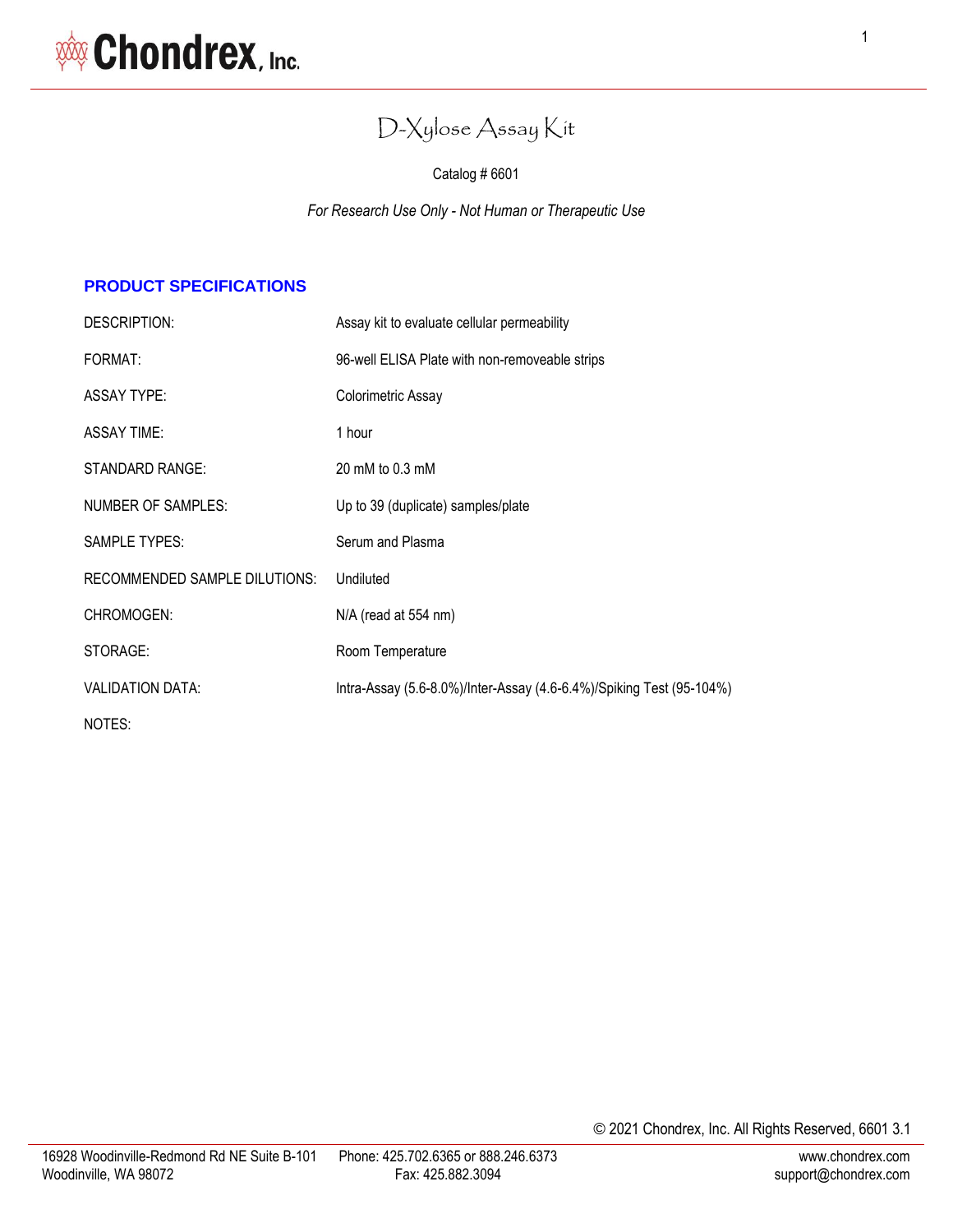# D-Xylose Assay Kit

Catalog # 6601

*For Research Use Only - Not Human or Therapeutic Use*

## PRODUCT SPECIFICATIONS

| | |
|---|---|
| DESCRIPTION: | Assay kit to evaluate cellular permeability |
| FORMAT: | 96-well ELISA Plate with non-removeable strips |
| ASSAY TYPE: | Colorimetric Assay |
| ASSAY TIME: | 1 hour |
| STANDARD RANGE: | 20 mM to 0.3 mM |
| NUMBER OF SAMPLES: | Up to 39 (duplicate) samples/plate |
| SAMPLE TYPES: | Serum and Plasma |
| RECOMMENDED SAMPLE DILUTIONS: | Undiluted |
| CHROMOGEN: | N/A (read at 554 nm) |
| STORAGE: | Room Temperature |
| VALIDATION DATA: | Intra-Assay (5.6-8.0%)/Inter-Assay (4.6-6.4%)/Spiking Test (95-104%) |
| NOTES: | |

© 2021 Chondrex, Inc. All Rights Reserved, 6601 3.1

16928 Woodinville-Redmond Rd NE Suite B-101
Woodinville, WA 98072

Phone: 425.702.6365 or 888.246.6373
Fax: 425.882.3094

www.chondrex.com
support@chondrex.com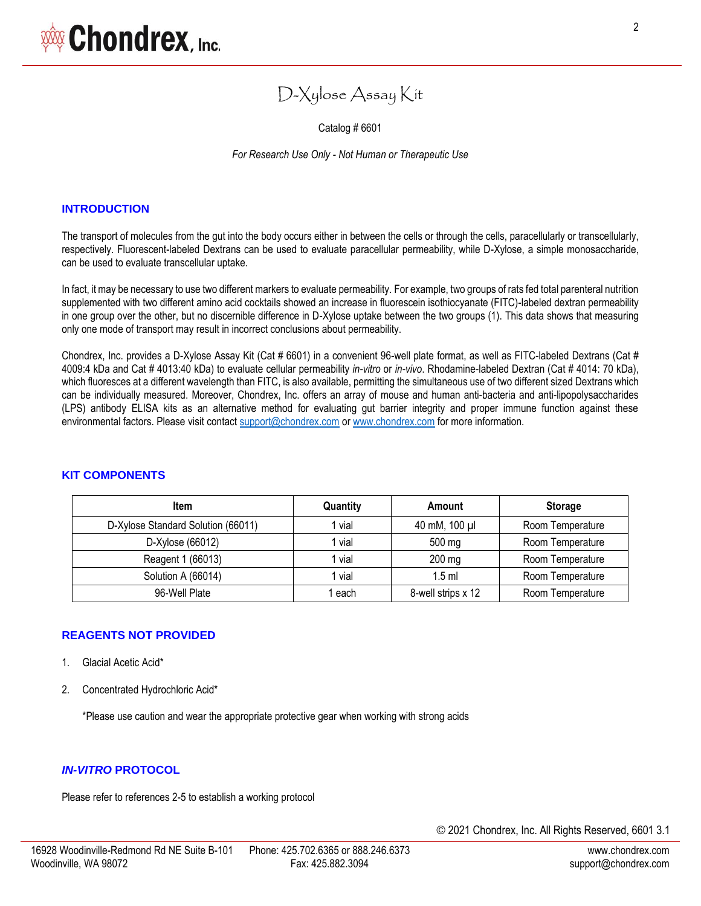// D-Xylose Assay Kit

Catalog # 6601

*For Research Use Only - Not Human or Therapeutic Use*

## INTRODUCTION

The transport of molecules from the gut into the body occurs either in between the cells or through the cells, paracellularly or transcellularly, respectively. Fluorescent-labeled Dextrans can be used to evaluate paracellular permeability, while D-Xylose, a simple monosaccharide, can be used to evaluate transcellular uptake.

In fact, it may be necessary to use two different markers to evaluate permeability. For example, two groups of rats fed total parenteral nutrition supplemented with two different amino acid cocktails showed an increase in fluorescein isothiocyanate (FITC)-labeled dextran permeability in one group over the other, but no discernible difference in D-Xylose uptake between the two groups (1). This data shows that measuring only one mode of transport may result in incorrect conclusions about permeability.

Chondrex, Inc. provides a D-Xylose Assay Kit (Cat # 6601) in a convenient 96-well plate format, as well as FITC-labeled Dextrans (Cat # 4009:4 kDa and Cat # 4013:40 kDa) to evaluate cellular permeability *in-vitro* or *in-vivo*. Rhodamine-labeled Dextran (Cat # 4014: 70 kDa), which fluoresces at a different wavelength than FITC, is also available, permitting the simultaneous use of two different sized Dextrans which can be individually measured. Moreover, Chondrex, Inc. offers an array of mouse and human anti-bacteria and anti-lipopolysaccharides (LPS) antibody ELISA kits as an alternative method for evaluating gut barrier integrity and proper immune function against these environmental factors. Please visit contact support@chondrex.com or www.chondrex.com for more information.

## KIT COMPONENTS

| Item | Quantity | Amount | Storage |
|---|---|---|---|
| D-Xylose Standard Solution (66011) | 1 vial | 40 mM, 100 µl | Room Temperature |
| D-Xylose (66012) | 1 vial | 500 mg | Room Temperature |
| Reagent 1 (66013) | 1 vial | 200 mg | Room Temperature |
| Solution A (66014) | 1 vial | 1.5 ml | Room Temperature |
| 96-Well Plate | 1 each | 8-well strips x 12 | Room Temperature |

## REAGENTS NOT PROVIDED

1. Glacial Acetic Acid*
2. Concentrated Hydrochloric Acid*

*Please use caution and wear the appropriate protective gear when working with strong acids

## *IN-VITRO* PROTOCOL

Please refer to references 2-5 to establish a working protocol

© 2021 Chondrex, Inc. All Rights Reserved, 6601 3.1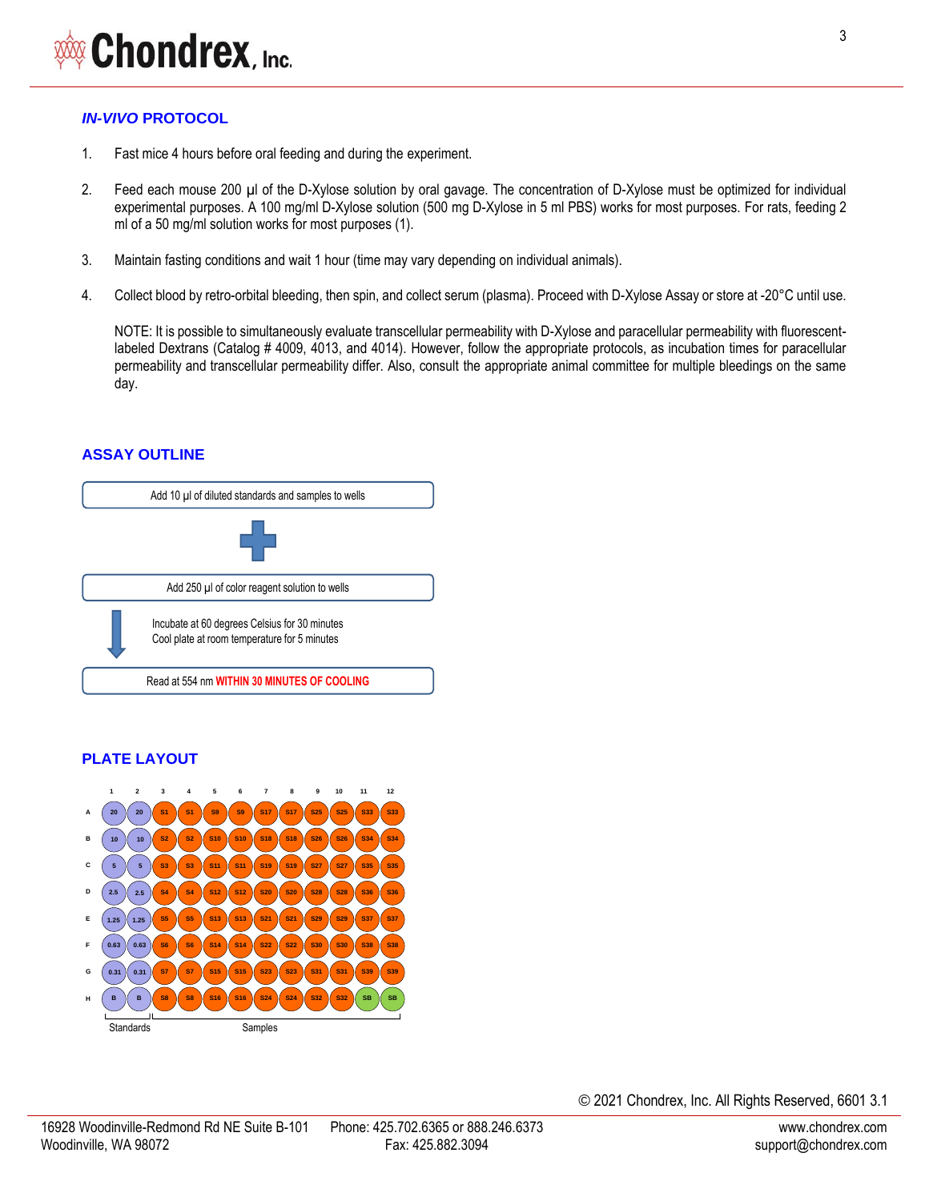## *IN-VIVO* PROTOCOL

1. Fast mice 4 hours before oral feeding and during the experiment.

2. Feed each mouse 200 µl of the D-Xylose solution by oral gavage. The concentration of D-Xylose must be optimized for individual experimental purposes. A 100 mg/ml D-Xylose solution (500 mg D-Xylose in 5 ml PBS) works for most purposes. For rats, feeding 2 ml of a 50 mg/ml solution works for most purposes (1).

3. Maintain fasting conditions and wait 1 hour (time may vary depending on individual animals).

4. Collect blood by retro-orbital bleeding, then spin, and collect serum (plasma). Proceed with D-Xylose Assay or store at -20°C until use.

   NOTE: It is possible to simultaneously evaluate transcellular permeability with D-Xylose and paracellular permeability with fluorescent-labeled Dextrans (Catalog # 4009, 4013, and 4014). However, follow the appropriate protocols, as incubation times for paracellular permeability and transcellular permeability differ. Also, consult the appropriate animal committee for multiple bleedings on the same day.

## ASSAY OUTLINE

Add 10 µl of diluted standards and samples to wells

+

Add 250 µl of color reagent solution to wells

↓ Incubate at 60 degrees Celsius for 30 minutes
Cool plate at room temperature for 5 minutes

Read at 554 nm **WITHIN 30 MINUTES OF COOLING**

## PLATE LAYOUT

| | 1 | 2 | 3 | 4 | 5 | 6 | 7 | 8 | 9 | 10 | 11 | 12 |
|---|---|---|---|---|---|---|---|---|---|---|---|---|
| A | 20 | 20 | S1 | S1 | S9 | S9 | S17 | S17 | S25 | S25 | S33 | S33 |
| B | 10 | 10 | S2 | S2 | S10 | S10 | S18 | S18 | S26 | S26 | S34 | S34 |
| C | 5 | 5 | S3 | S3 | S11 | S11 | S19 | S19 | S27 | S27 | S35 | S35 |
| D | 2.5 | 2.5 | S4 | S4 | S12 | S12 | S20 | S20 | S28 | S28 | S36 | S36 |
| E | 1.25 | 1.25 | S5 | S5 | S13 | S13 | S21 | S21 | S29 | S29 | S37 | S37 |
| F | 0.63 | 0.63 | S6 | S6 | S14 | S14 | S22 | S22 | S30 | S30 | S38 | S38 |
| G | 0.31 | 0.31 | S7 | S7 | S15 | S15 | S23 | S23 | S31 | S31 | S39 | S39 |
| H | B | B | S8 | S8 | S16 | S16 | S24 | S24 | S32 | S32 | SB | SB |

Standards (columns 1–2); Samples (columns 3–12)

© 2021 Chondrex, Inc. All Rights Reserved, 6601 3.1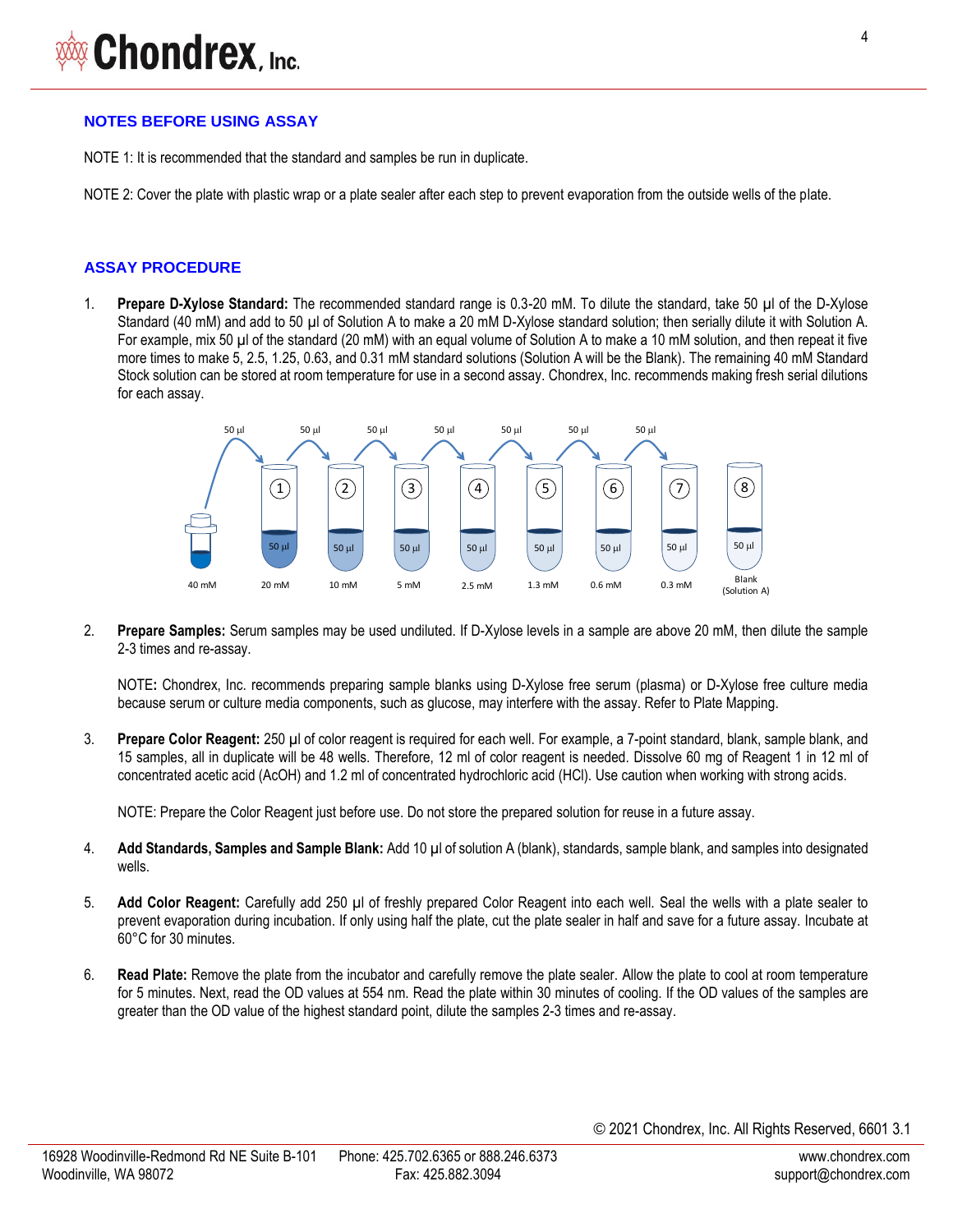## NOTES BEFORE USING ASSAY

NOTE 1: It is recommended that the standard and samples be run in duplicate.

NOTE 2: Cover the plate with plastic wrap or a plate sealer after each step to prevent evaporation from the outside wells of the plate.

## ASSAY PROCEDURE

1. **Prepare D-Xylose Standard:** The recommended standard range is 0.3-20 mM. To dilute the standard, take 50 µl of the D-Xylose Standard (40 mM) and add to 50 µl of Solution A to make a 20 mM D-Xylose standard solution; then serially dilute it with Solution A. For example, mix 50 µl of the standard (20 mM) with an equal volume of Solution A to make a 10 mM solution, and then repeat it five more times to make 5, 2.5, 1.25, 0.63, and 0.31 mM standard solutions (Solution A will be the Blank). The remaining 40 mM Standard Stock solution can be stored at room temperature for use in a second assay. Chondrex, Inc. recommends making fresh serial dilutions for each assay.

2. **Prepare Samples:** Serum samples may be used undiluted. If D-Xylose levels in a sample are above 20 mM, then dilute the sample 2-3 times and re-assay.

   NOTE: Chondrex, Inc. recommends preparing sample blanks using D-Xylose free serum (plasma) or D-Xylose free culture media because serum or culture media components, such as glucose, may interfere with the assay. Refer to Plate Mapping.

3. **Prepare Color Reagent:** 250 µl of color reagent is required for each well. For example, a 7-point standard, blank, sample blank, and 15 samples, all in duplicate will be 48 wells. Therefore, 12 ml of color reagent is needed. Dissolve 60 mg of Reagent 1 in 12 ml of concentrated acetic acid (AcOH) and 1.2 ml of concentrated hydrochloric acid (HCl). Use caution when working with strong acids.

   NOTE: Prepare the Color Reagent just before use. Do not store the prepared solution for reuse in a future assay.

4. **Add Standards, Samples and Sample Blank:** Add 10 µl of solution A (blank), standards, sample blank, and samples into designated wells.

5. **Add Color Reagent:** Carefully add 250 µl of freshly prepared Color Reagent into each well. Seal the wells with a plate sealer to prevent evaporation during incubation. If only using half the plate, cut the plate sealer in half and save for a future assay. Incubate at 60°C for 30 minutes.

6. **Read Plate:** Remove the plate from the incubator and carefully remove the plate sealer. Allow the plate to cool at room temperature for 5 minutes. Next, read the OD values at 554 nm. Read the plate within 30 minutes of cooling. If the OD values of the samples are greater than the OD value of the highest standard point, dilute the samples 2-3 times and re-assay.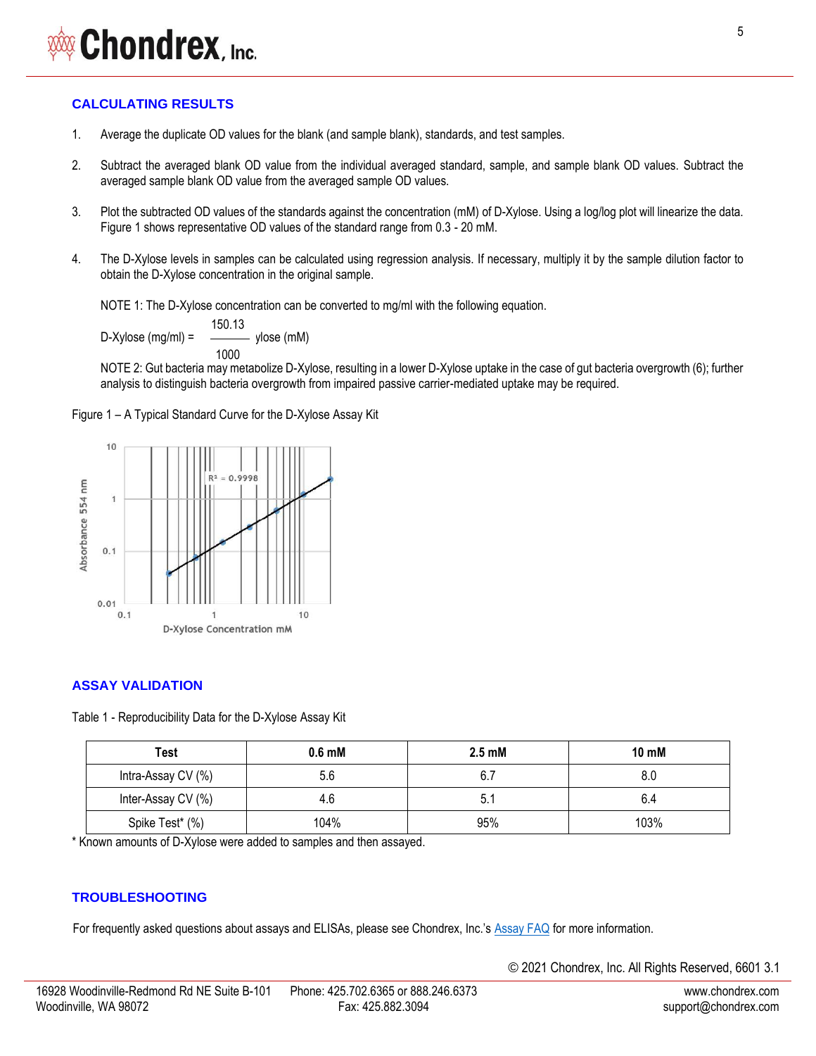## CALCULATING RESULTS

1. Average the duplicate OD values for the blank (and sample blank), standards, and test samples.

2. Subtract the averaged blank OD value from the individual averaged standard, sample, and sample blank OD values. Subtract the averaged sample blank OD value from the averaged sample OD values.

3. Plot the subtracted OD values of the standards against the concentration (mM) of D-Xylose. Using a log/log plot will linearize the data. Figure 1 shows representative OD values of the standard range from 0.3 - 20 mM.

4. The D-Xylose levels in samples can be calculated using regression analysis. If necessary, multiply it by the sample dilution factor to obtain the D-Xylose concentration in the original sample.

   NOTE 1: The D-Xylose concentration can be converted to mg/ml with the following equation.

   $$\text{D-Xylose (mg/ml)} = \frac{150.13}{1000} \text{ ylose (mM)}$$

   NOTE 2: Gut bacteria may metabolize D-Xylose, resulting in a lower D-Xylose uptake in the case of gut bacteria overgrowth (6); further analysis to distinguish bacteria overgrowth from impaired passive carrier-mediated uptake may be required.

Figure 1 – A Typical Standard Curve for the D-Xylose Assay Kit

## ASSAY VALIDATION

Table 1 - Reproducibility Data for the D-Xylose Assay Kit

| Test | 0.6 mM | 2.5 mM | 10 mM |
|---|---|---|---|
| Intra-Assay CV (%) | 5.6 | 6.7 | 8.0 |
| Inter-Assay CV (%) | 4.6 | 5.1 | 6.4 |
| Spike Test* (%) | 104% | 95% | 103% |

* Known amounts of D-Xylose were added to samples and then assayed.

## TROUBLESHOOTING

For frequently asked questions about assays and ELISAs, please see Chondrex, Inc.'s Assay FAQ for more information.

© 2021 Chondrex, Inc. All Rights Reserved, 6601 3.1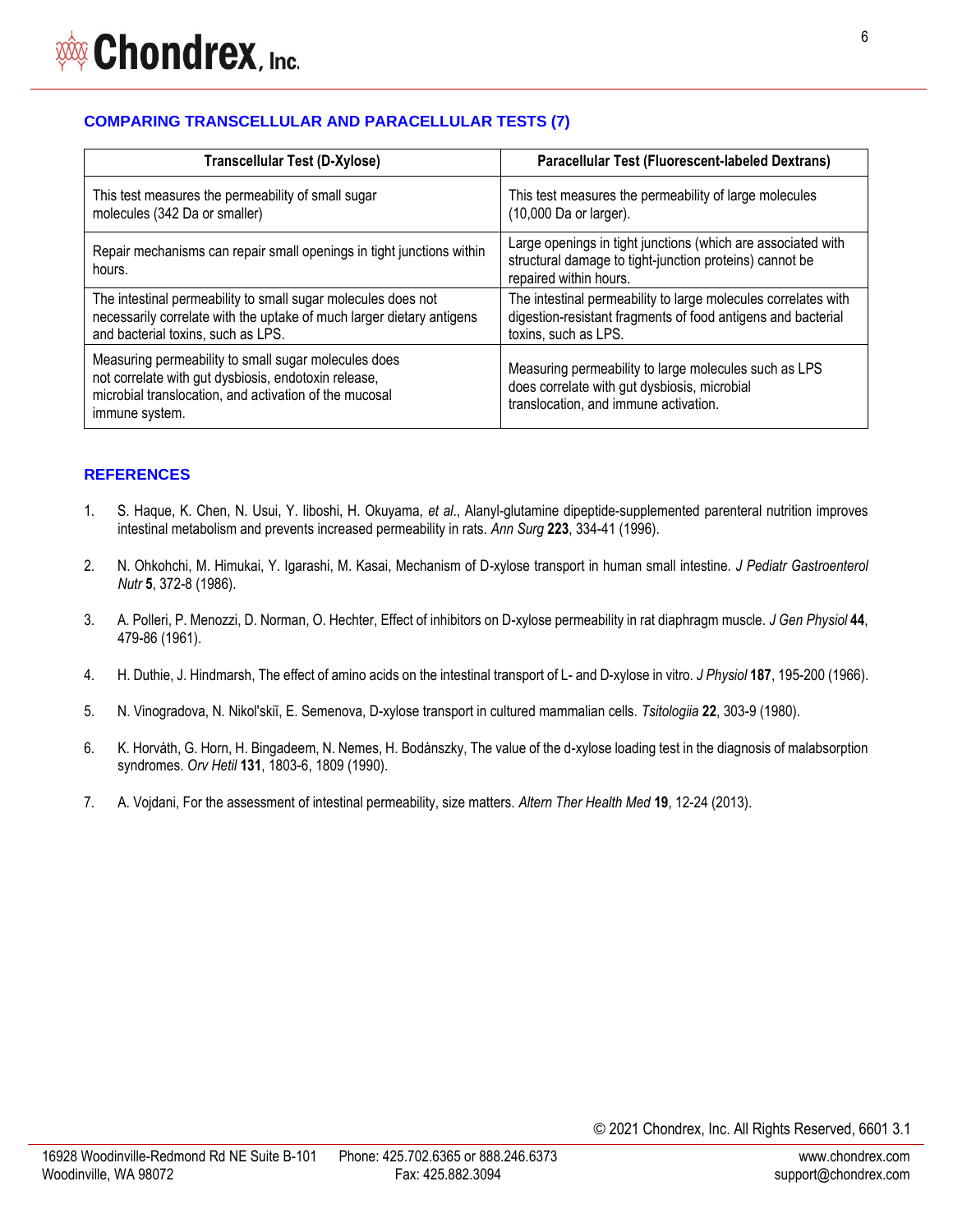## COMPARING TRANSCELLULAR AND PARACELLULAR TESTS (7)

| Transcellular Test (D-Xylose) | Paracellular Test (Fluorescent-labeled Dextrans) |
|---|---|
| This test measures the permeability of small sugar molecules (342 Da or smaller) | This test measures the permeability of large molecules (10,000 Da or larger). |
| Repair mechanisms can repair small openings in tight junctions within hours. | Large openings in tight junctions (which are associated with structural damage to tight-junction proteins) cannot be repaired within hours. |
| The intestinal permeability to small sugar molecules does not necessarily correlate with the uptake of much larger dietary antigens and bacterial toxins, such as LPS. | The intestinal permeability to large molecules correlates with digestion-resistant fragments of food antigens and bacterial toxins, such as LPS. |
| Measuring permeability to small sugar molecules does not correlate with gut dysbiosis, endotoxin release, microbial translocation, and activation of the mucosal immune system. | Measuring permeability to large molecules such as LPS does correlate with gut dysbiosis, microbial translocation, and immune activation. |

## REFERENCES

1. S. Haque, K. Chen, N. Usui, Y. Iiboshi, H. Okuyama, *et al*., Alanyl-glutamine dipeptide-supplemented parenteral nutrition improves intestinal metabolism and prevents increased permeability in rats. *Ann Surg* **223**, 334-41 (1996).
2. N. Ohkohchi, M. Himukai, Y. Igarashi, M. Kasai, Mechanism of D-xylose transport in human small intestine. *J Pediatr Gastroenterol Nutr* **5**, 372-8 (1986).
3. A. Polleri, P. Menozzi, D. Norman, O. Hechter, Effect of inhibitors on D-xylose permeability in rat diaphragm muscle. *J Gen Physiol* **44**, 479-86 (1961).
4. H. Duthie, J. Hindmarsh, The effect of amino acids on the intestinal transport of L- and D-xylose in vitro. *J Physiol* **187**, 195-200 (1966).
5. N. Vinogradova, N. Nikol'skiĭ, E. Semenova, D-xylose transport in cultured mammalian cells. *Tsitologiia* **22**, 303-9 (1980).
6. K. Horváth, G. Horn, H. Bingadeem, N. Nemes, H. Bodánszky, The value of the d-xylose loading test in the diagnosis of malabsorption syndromes. *Orv Hetil* **131**, 1803-6, 1809 (1990).
7. A. Vojdani, For the assessment of intestinal permeability, size matters. *Altern Ther Health Med* **19**, 12-24 (2013).